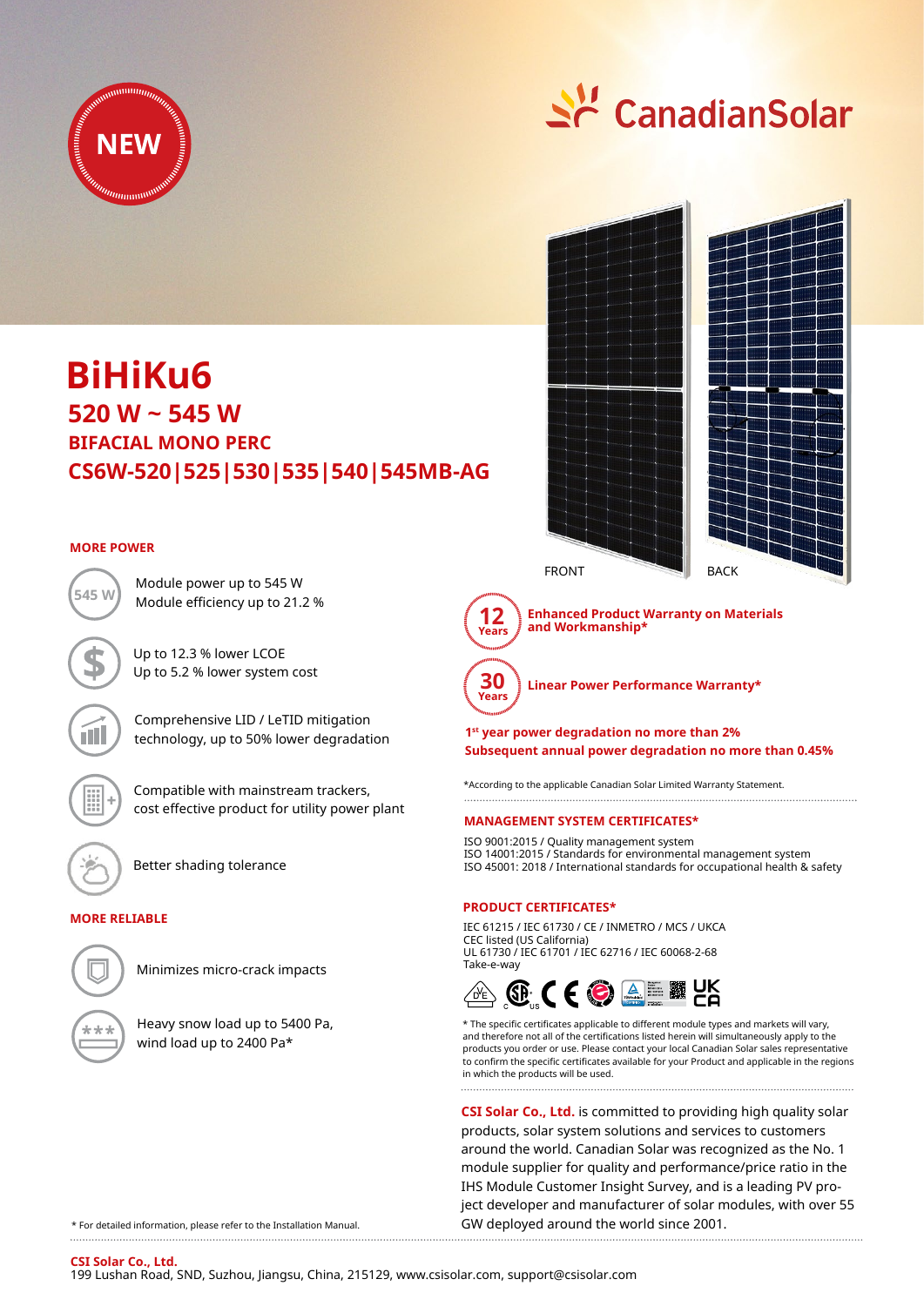NEW

CanadianSolar

# BiHiKu6

## 520 W ~ 545 W

### BIFACIAL MONO PERC

### CS6W-520|525|530|535|540|545MB-AG

FRONT    BACK

**MORE POWER**

545 W

Module power up to 545 W
Module efficiency up to 21.2 %

Up to 12.3 % lower LCOE
Up to 5.2 % lower system cost

Comprehensive LID / LeTID mitigation technology, up to 50% lower degradation

Compatible with mainstream trackers, cost effective product for utility power plant

Better shading tolerance

**MORE RELIABLE**

Minimizes micro-crack impacts

Heavy snow load up to 5400 Pa, wind load up to 2400 Pa*

**12 Years** — **Enhanced Product Warranty on Materials and Workmanship***

**30 Years** — **Linear Power Performance Warranty***

**1st year power degradation no more than 2%**
**Subsequent annual power degradation no more than 0.45%**

*According to the applicable Canadian Solar Limited Warranty Statement.

**MANAGEMENT SYSTEM CERTIFICATES***

ISO 9001:2015 / Quality management system
ISO 14001:2015 / Standards for environmental management system
ISO 45001: 2018 / International standards for occupational health & safety

**PRODUCT CERTIFICATES***

IEC 61215 / IEC 61730 / CE / INMETRO / MCS / UKCA
CEC listed (US California)
UL 61730 / IEC 61701 / IEC 62716 / IEC 60068-2-68
Take-e-way

* The specific certificates applicable to different module types and markets will vary, and therefore not all of the certifications listed herein will simultaneously apply to the products you order or use. Please contact your local Canadian Solar sales representative to confirm the specific certificates available for your Product and applicable in the regions in which the products will be used.

**CSI Solar Co., Ltd.** is committed to providing high quality solar products, solar system solutions and services to customers around the world. Canadian Solar was recognized as the No. 1 module supplier for quality and performance/price ratio in the IHS Module Customer Insight Survey, and is a leading PV project developer and manufacturer of solar modules, with over 55 GW deployed around the world since 2001.

* For detailed information, please refer to the Installation Manual.

**CSI Solar Co., Ltd.**
199 Lushan Road, SND, Suzhou, Jiangsu, China, 215129, www.csisolar.com, support@csisolar.com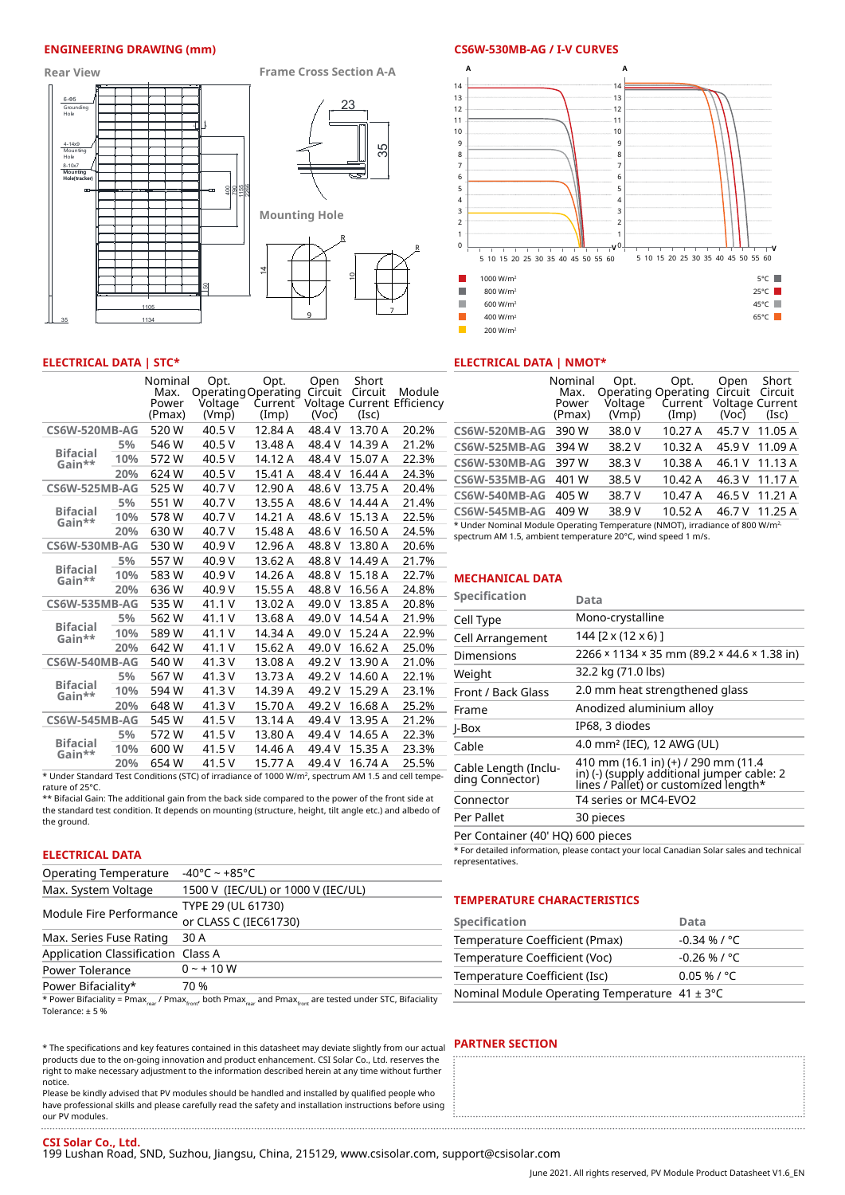## ENGINEERING DRAWING (mm)

Rear View

6-Φ5
Grounding Hole

4-14x9
Mounting Hole

8-10x7
Mounting Hole(tracker)

400
790
1195
2266

150

1105

35

1134

Frame Cross Section A-A

23

35

Mounting Hole

R

14

9

R

10

7

## CS6W-530MB-AG / I-V CURVES

A

14
13
12
11
10
9
8
7
6
5
4
3
2
1
0

5 10 15 20 25 30 35 40 45 50 55 60

V

A

14
13
12
11
10
9
8
7
6
5
4
3
2
1
0

5 10 15 20 25 30 35 40 45 50 55 60

V

1000 W/m²
800 W/m²
600 W/m²
400 W/m²
200 W/m²

5°C
25°C
45°C
65°C

## ELECTRICAL DATA | STC*

| | | Nominal Max. Power (Pmax) | Opt. Operating Voltage (Vmp) | Opt. Operating Current (Imp) | Open Circuit Voltage (Voc) | Short Circuit Current (Isc) | Module Efficiency |
|---|---|---|---|---|---|---|---|
| CS6W-520MB-AG | | 520 W | 40.5 V | 12.84 A | 48.4 V | 13.70 A | 20.2% |
| Bifacial Gain** | 5% | 546 W | 40.5 V | 13.48 A | 48.4 V | 14.39 A | 21.2% |
| | 10% | 572 W | 40.5 V | 14.12 A | 48.4 V | 15.07 A | 22.3% |
| | 20% | 624 W | 40.5 V | 15.41 A | 48.4 V | 16.44 A | 24.3% |
| CS6W-525MB-AG | | 525 W | 40.7 V | 12.90 A | 48.6 V | 13.75 A | 20.4% |
| Bifacial Gain** | 5% | 551 W | 40.7 V | 13.55 A | 48.6 V | 14.44 A | 21.4% |
| | 10% | 578 W | 40.7 V | 14.21 A | 48.6 V | 15.13 A | 22.5% |
| | 20% | 630 W | 40.7 V | 15.48 A | 48.6 V | 16.50 A | 24.5% |
| CS6W-530MB-AG | | 530 W | 40.9 V | 12.96 A | 48.8 V | 13.80 A | 20.6% |
| Bifacial Gain** | 5% | 557 W | 40.9 V | 13.62 A | 48.8 V | 14.49 A | 21.7% |
| | 10% | 583 W | 40.9 V | 14.26 A | 48.8 V | 15.18 A | 22.7% |
| | 20% | 636 W | 40.9 V | 15.55 A | 48.8 V | 16.56 A | 24.8% |
| CS6W-535MB-AG | | 535 W | 41.1 V | 13.02 A | 49.0 V | 13.85 A | 20.8% |
| Bifacial Gain** | 5% | 562 W | 41.1 V | 13.68 A | 49.0 V | 14.54 A | 21.9% |
| | 10% | 589 W | 41.1 V | 14.34 A | 49.0 V | 15.24 A | 22.9% |
| | 20% | 642 W | 41.1 V | 15.62 A | 49.0 V | 16.62 A | 25.0% |
| CS6W-540MB-AG | | 540 W | 41.3 V | 13.08 A | 49.2 V | 13.90 A | 21.0% |
| Bifacial Gain** | 5% | 567 W | 41.3 V | 13.73 A | 49.2 V | 14.60 A | 22.1% |
| | 10% | 594 W | 41.3 V | 14.39 A | 49.2 V | 15.29 A | 23.1% |
| | 20% | 648 W | 41.3 V | 15.70 A | 49.2 V | 16.68 A | 25.2% |
| CS6W-545MB-AG | | 545 W | 41.5 V | 13.14 A | 49.4 V | 13.95 A | 21.2% |
| Bifacial Gain** | 5% | 572 W | 41.5 V | 13.80 A | 49.4 V | 14.65 A | 22.3% |
| | 10% | 600 W | 41.5 V | 14.46 A | 49.4 V | 15.35 A | 23.3% |
| | 20% | 654 W | 41.5 V | 15.77 A | 49.4 V | 16.74 A | 25.5% |

* Under Standard Test Conditions (STC) of irradiance of 1000 W/m², spectrum AM 1.5 and cell temperature of 25°C.

** Bifacial Gain: The additional gain from the back side compared to the power of the front side at the standard test condition. It depends on mounting (structure, height, tilt angle etc.) and albedo of the ground.

## ELECTRICAL DATA

| | |
|---|---|
| Operating Temperature | -40°C ~ +85°C |
| Max. System Voltage | 1500 V (IEC/UL) or 1000 V (IEC/UL) |
| Module Fire Performance | TYPE 29 (UL 61730) or CLASS C (IEC61730) |
| Max. Series Fuse Rating | 30 A |
| Application Classification | Class A |
| Power Tolerance | 0 ~ + 10 W |
| Power Bifaciality* | 70 % |

* Power Bifaciality = $Pmax_{rear}$ / $Pmax_{front}$, both $Pmax_{rear}$ and $Pmax_{front}$ are tested under STC, Bifaciality Tolerance: ± 5 %

* The specifications and key features contained in this datasheet may deviate slightly from our actual products due to the on-going innovation and product enhancement. CSI Solar Co., Ltd. reserves the right to make necessary adjustment to the information described herein at any time without further notice.

Please be kindly advised that PV modules should be handled and installed by qualified people who have professional skills and please carefully read the safety and installation instructions before using our PV modules.

## ELECTRICAL DATA | NMOT*

| | Nominal Max. Power (Pmax) | Opt. Operating Voltage (Vmp) | Opt. Operating Current (Imp) | Open Circuit Voltage (Voc) | Short Circuit Current (Isc) |
|---|---|---|---|---|---|
| CS6W-520MB-AG | 390 W | 38.0 V | 10.27 A | 45.7 V | 11.05 A |
| CS6W-525MB-AG | 394 W | 38.2 V | 10.32 A | 45.9 V | 11.09 A |
| CS6W-530MB-AG | 397 W | 38.3 V | 10.38 A | 46.1 V | 11.13 A |
| CS6W-535MB-AG | 401 W | 38.5 V | 10.42 A | 46.3 V | 11.17 A |
| CS6W-540MB-AG | 405 W | 38.7 V | 10.47 A | 46.5 V | 11.21 A |
| CS6W-545MB-AG | 409 W | 38.9 V | 10.52 A | 46.7 V | 11.25 A |

* Under Nominal Module Operating Temperature (NMOT), irradiance of 800 W/m², spectrum AM 1.5, ambient temperature 20°C, wind speed 1 m/s.

## MECHANICAL DATA

| Specification | Data |
|---|---|
| Cell Type | Mono-crystalline |
| Cell Arrangement | 144 [2 x (12 x 6) ] |
| Dimensions | 2266 × 1134 × 35 mm (89.2 × 44.6 × 1.38 in) |
| Weight | 32.2 kg (71.0 lbs) |
| Front / Back Glass | 2.0 mm heat strengthened glass |
| Frame | Anodized aluminium alloy |
| J-Box | IP68, 3 diodes |
| Cable | 4.0 mm² (IEC), 12 AWG (UL) |
| Cable Length (Including Connector) | 410 mm (16.1 in) (+) / 290 mm (11.4 in) (-) (supply additional jumper cable: 2 lines / Pallet) or customized length* |
| Connector | T4 series or MC4-EVO2 |
| Per Pallet | 30 pieces |
| Per Container (40' HQ) | 600 pieces |

* For detailed information, please contact your local Canadian Solar sales and technical representatives.

## TEMPERATURE CHARACTERISTICS

| Specification | Data |
|---|---|
| Temperature Coefficient (Pmax) | -0.34 % / °C |
| Temperature Coefficient (Voc) | -0.26 % / °C |
| Temperature Coefficient (Isc) | 0.05 % / °C |
| Nominal Module Operating Temperature | 41 ± 3°C |

## PARTNER SECTION

**CSI Solar Co., Ltd.**
199 Lushan Road, SND, Suzhou, Jiangsu, China, 215129, www.csisolar.com, support@csisolar.com

June 2021. All rights reserved, PV Module Product Datasheet V1.6_EN